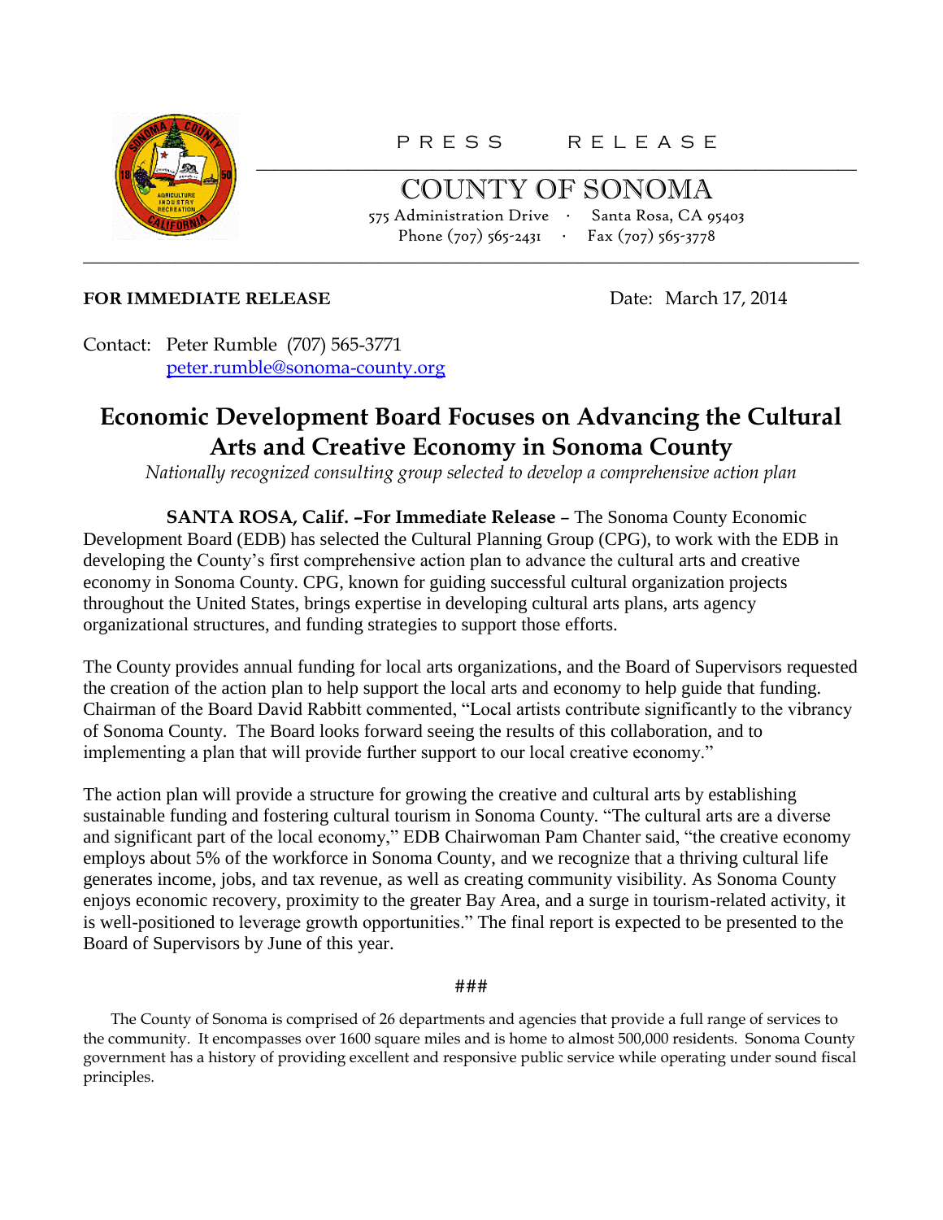PRESS RELEASE

# COUNTY OF SONOMA

575 Administration Drive · Santa Rosa, CA 95403
Phone (707) 565-2431 · Fax (707) 565-3778

**FOR IMMEDIATE RELEASE** Date: March 17, 2014

Contact: Peter Rumble (707) 565-3771
peter.rumble@sonoma-county.org

## Economic Development Board Focuses on Advancing the Cultural Arts and Creative Economy in Sonoma County

*Nationally recognized consulting group selected to develop a comprehensive action plan*

**SANTA ROSA, Calif. –For Immediate Release –** The Sonoma County Economic Development Board (EDB) has selected the Cultural Planning Group (CPG), to work with the EDB in developing the County's first comprehensive action plan to advance the cultural arts and creative economy in Sonoma County. CPG, known for guiding successful cultural organization projects throughout the United States, brings expertise in developing cultural arts plans, arts agency organizational structures, and funding strategies to support those efforts.

The County provides annual funding for local arts organizations, and the Board of Supervisors requested the creation of the action plan to help support the local arts and economy to help guide that funding. Chairman of the Board David Rabbitt commented, "Local artists contribute significantly to the vibrancy of Sonoma County. The Board looks forward seeing the results of this collaboration, and to implementing a plan that will provide further support to our local creative economy."

The action plan will provide a structure for growing the creative and cultural arts by establishing sustainable funding and fostering cultural tourism in Sonoma County. "The cultural arts are a diverse and significant part of the local economy," EDB Chairwoman Pam Chanter said, "the creative economy employs about 5% of the workforce in Sonoma County, and we recognize that a thriving cultural life generates income, jobs, and tax revenue, as well as creating community visibility. As Sonoma County enjoys economic recovery, proximity to the greater Bay Area, and a surge in tourism-related activity, it is well-positioned to leverage growth opportunities." The final report is expected to be presented to the Board of Supervisors by June of this year.

###

The County of Sonoma is comprised of 26 departments and agencies that provide a full range of services to the community. It encompasses over 1600 square miles and is home to almost 500,000 residents. Sonoma County government has a history of providing excellent and responsive public service while operating under sound fiscal principles.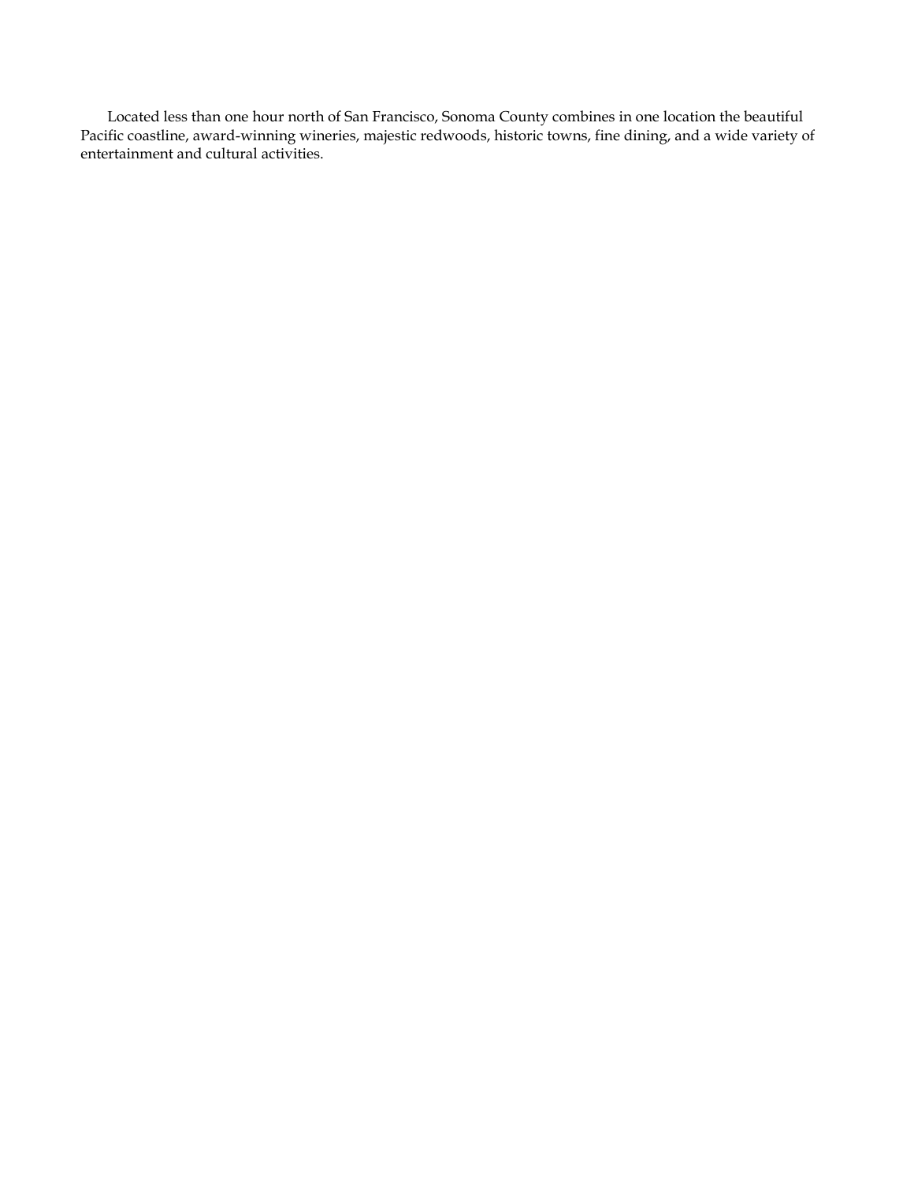Located less than one hour north of San Francisco, Sonoma County combines in one location the beautiful Pacific coastline, award-winning wineries, majestic redwoods, historic towns, fine dining, and a wide variety of entertainment and cultural activities.